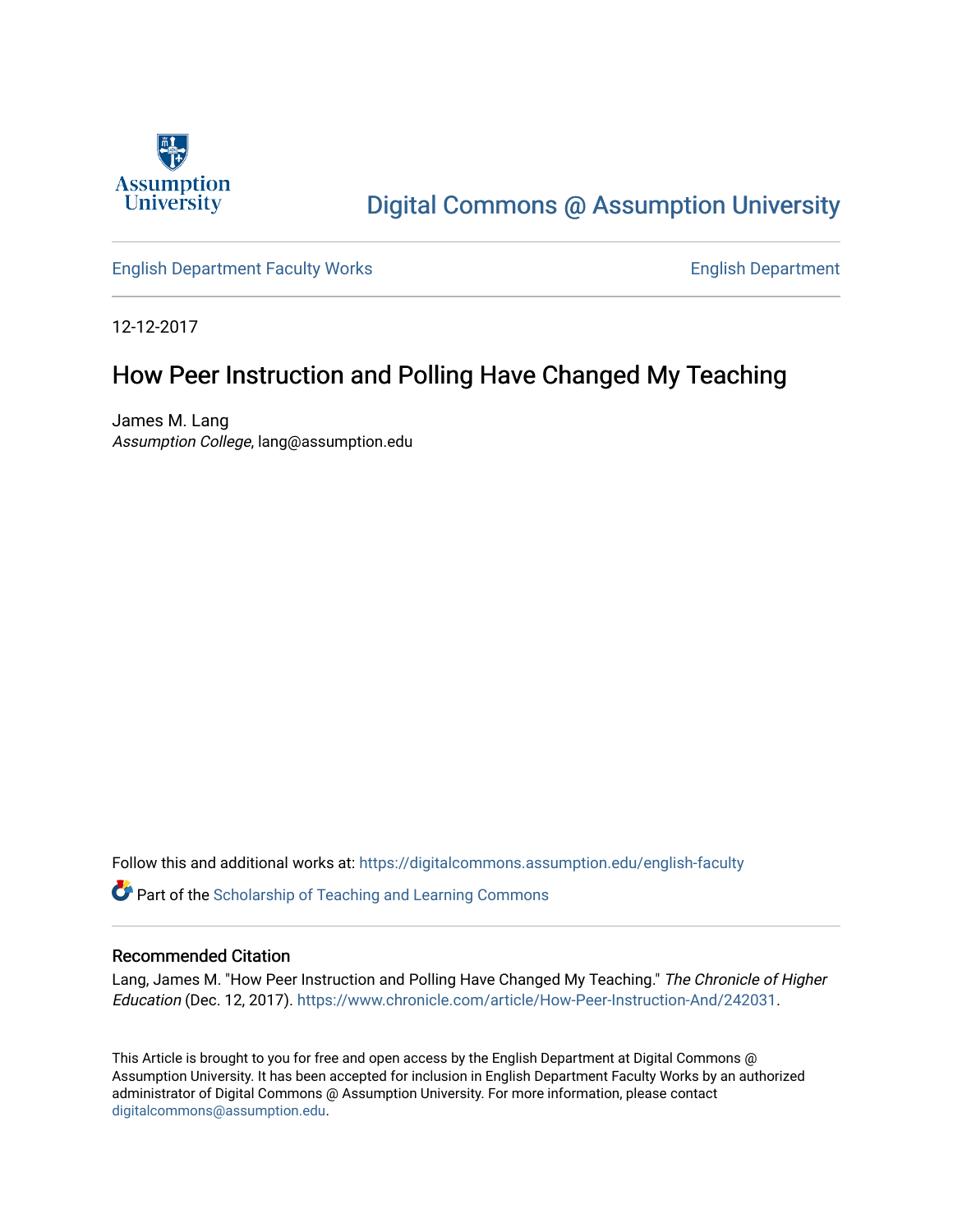Digital Commons @ Assumption University

English Department Faculty Works | English Department

12-12-2017

# How Peer Instruction and Polling Have Changed My Teaching

James M. Lang
*Assumption College*, lang@assumption.edu

Follow this and additional works at: https://digitalcommons.assumption.edu/english-faculty

Part of the Scholarship of Teaching and Learning Commons

## Recommended Citation

Lang, James M. "How Peer Instruction and Polling Have Changed My Teaching." *The Chronicle of Higher Education* (Dec. 12, 2017). https://www.chronicle.com/article/How-Peer-Instruction-And/242031.

This Article is brought to you for free and open access by the English Department at Digital Commons @ Assumption University. It has been accepted for inclusion in English Department Faculty Works by an authorized administrator of Digital Commons @ Assumption University. For more information, please contact digitalcommons@assumption.edu.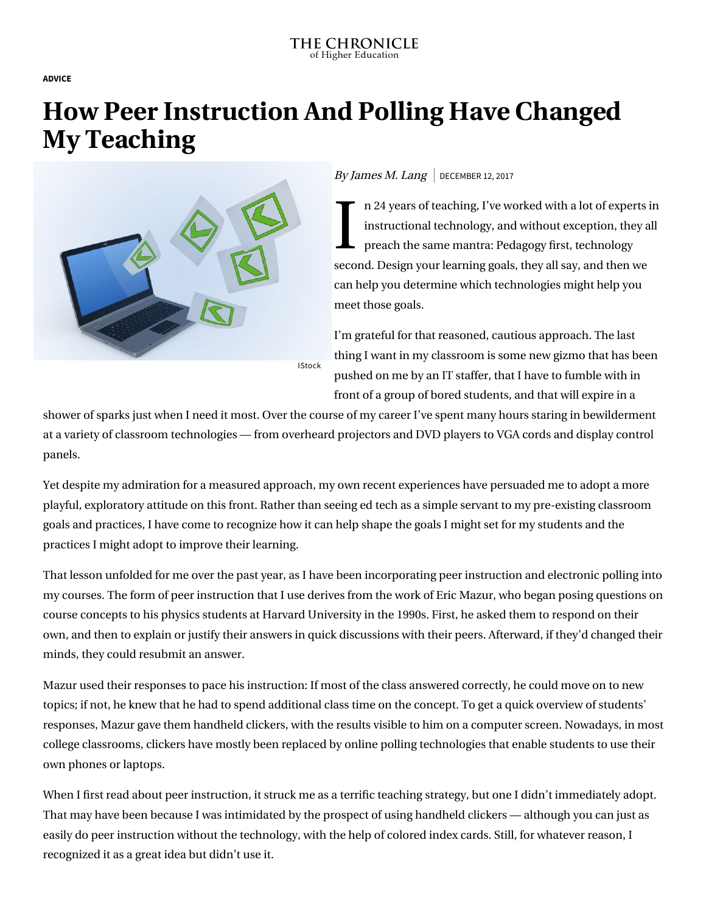# How Peer Instruction And Polling Have Changed My Teaching

ADVICE

*By James M. Lang* | DECEMBER 12, 2017

IStock

In 24 years of teaching, I've worked with a lot of experts in instructional technology, and without exception, they all preach the same mantra: Pedagogy first, technology second. Design your learning goals, they all say, and then we can help you determine which technologies might help you meet those goals.

I'm grateful for that reasoned, cautious approach. The last thing I want in my classroom is some new gizmo that has been pushed on me by an IT staffer, that I have to fumble with in front of a group of bored students, and that will expire in a shower of sparks just when I need it most. Over the course of my career I've spent many hours staring in bewilderment at a variety of classroom technologies — from overheard projectors and DVD players to VGA cords and display control panels.

Yet despite my admiration for a measured approach, my own recent experiences have persuaded me to adopt a more playful, exploratory attitude on this front. Rather than seeing ed tech as a simple servant to my pre-existing classroom goals and practices, I have come to recognize how it can help shape the goals I might set for my students and the practices I might adopt to improve their learning.

That lesson unfolded for me over the past year, as I have been incorporating peer instruction and electronic polling into my courses. The form of peer instruction that I use derives from the work of Eric Mazur, who began posing questions on course concepts to his physics students at Harvard University in the 1990s. First, he asked them to respond on their own, and then to explain or justify their answers in quick discussions with their peers. Afterward, if they'd changed their minds, they could resubmit an answer.

Mazur used their responses to pace his instruction: If most of the class answered correctly, he could move on to new topics; if not, he knew that he had to spend additional class time on the concept. To get a quick overview of students' responses, Mazur gave them handheld clickers, with the results visible to him on a computer screen. Nowadays, in most college classrooms, clickers have mostly been replaced by online polling technologies that enable students to use their own phones or laptops.

When I first read about peer instruction, it struck me as a terrific teaching strategy, but one I didn't immediately adopt. That may have been because I was intimidated by the prospect of using handheld clickers — although you can just as easily do peer instruction without the technology, with the help of colored index cards. Still, for whatever reason, I recognized it as a great idea but didn't use it.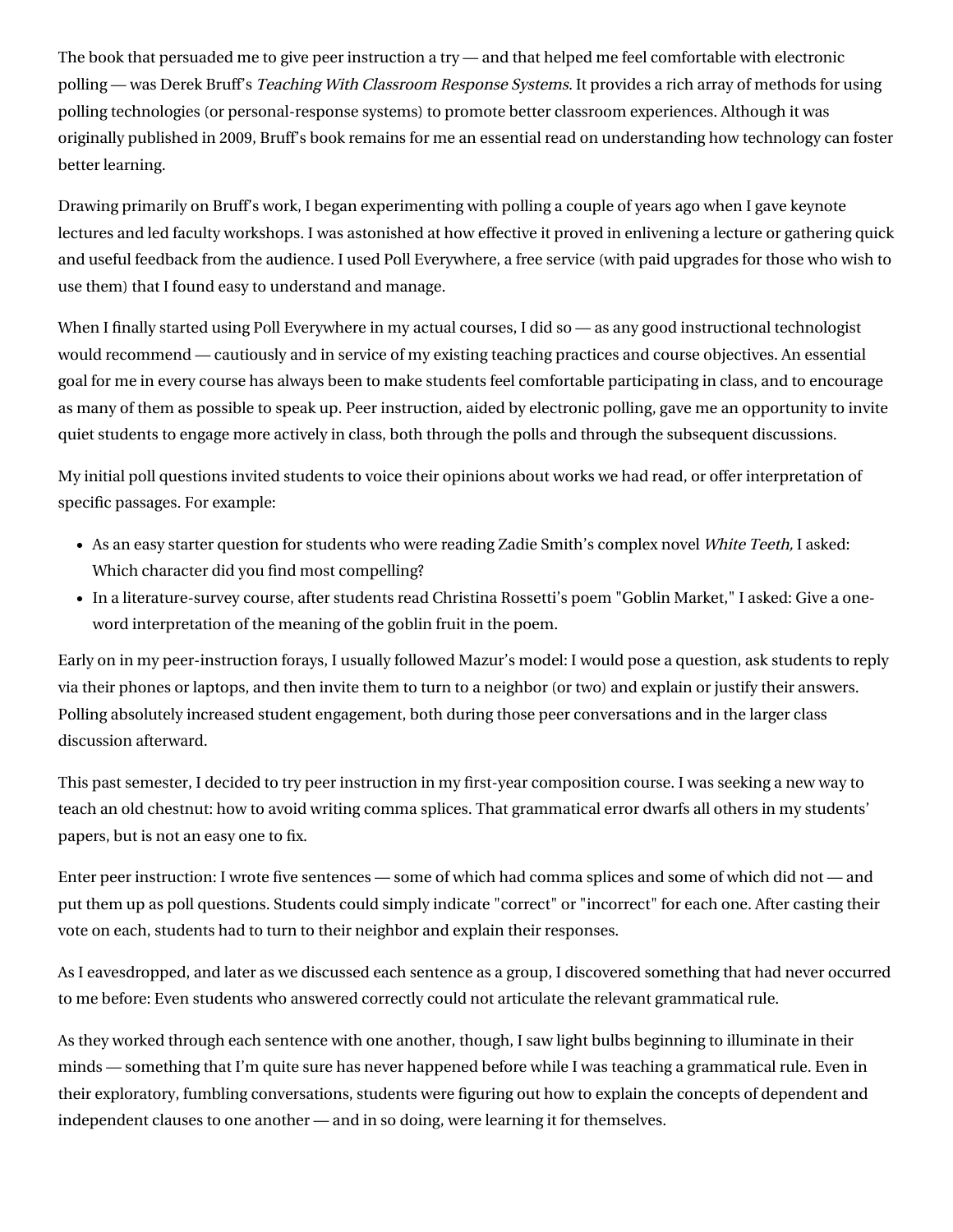The book that persuaded me to give peer instruction a try — and that helped me feel comfortable with electronic polling — was Derek Bruff's *Teaching With Classroom Response Systems.* It provides a rich array of methods for using polling technologies (or personal-response systems) to promote better classroom experiences. Although it was originally published in 2009, Bruff's book remains for me an essential read on understanding how technology can foster better learning.

Drawing primarily on Bruff's work, I began experimenting with polling a couple of years ago when I gave keynote lectures and led faculty workshops. I was astonished at how effective it proved in enlivening a lecture or gathering quick and useful feedback from the audience. I used Poll Everywhere, a free service (with paid upgrades for those who wish to use them) that I found easy to understand and manage.

When I finally started using Poll Everywhere in my actual courses, I did so — as any good instructional technologist would recommend — cautiously and in service of my existing teaching practices and course objectives. An essential goal for me in every course has always been to make students feel comfortable participating in class, and to encourage as many of them as possible to speak up. Peer instruction, aided by electronic polling, gave me an opportunity to invite quiet students to engage more actively in class, both through the polls and through the subsequent discussions.

My initial poll questions invited students to voice their opinions about works we had read, or offer interpretation of specific passages. For example:

- As an easy starter question for students who were reading Zadie Smith's complex novel *White Teeth,* I asked: Which character did you find most compelling?
- In a literature-survey course, after students read Christina Rossetti's poem "Goblin Market," I asked: Give a one-word interpretation of the meaning of the goblin fruit in the poem.

Early on in my peer-instruction forays, I usually followed Mazur's model: I would pose a question, ask students to reply via their phones or laptops, and then invite them to turn to a neighbor (or two) and explain or justify their answers. Polling absolutely increased student engagement, both during those peer conversations and in the larger class discussion afterward.

This past semester, I decided to try peer instruction in my first-year composition course. I was seeking a new way to teach an old chestnut: how to avoid writing comma splices. That grammatical error dwarfs all others in my students' papers, but is not an easy one to fix.

Enter peer instruction: I wrote five sentences — some of which had comma splices and some of which did not — and put them up as poll questions. Students could simply indicate "correct" or "incorrect" for each one. After casting their vote on each, students had to turn to their neighbor and explain their responses.

As I eavesdropped, and later as we discussed each sentence as a group, I discovered something that had never occurred to me before: Even students who answered correctly could not articulate the relevant grammatical rule.

As they worked through each sentence with one another, though, I saw light bulbs beginning to illuminate in their minds — something that I'm quite sure has never happened before while I was teaching a grammatical rule. Even in their exploratory, fumbling conversations, students were figuring out how to explain the concepts of dependent and independent clauses to one another — and in so doing, were learning it for themselves.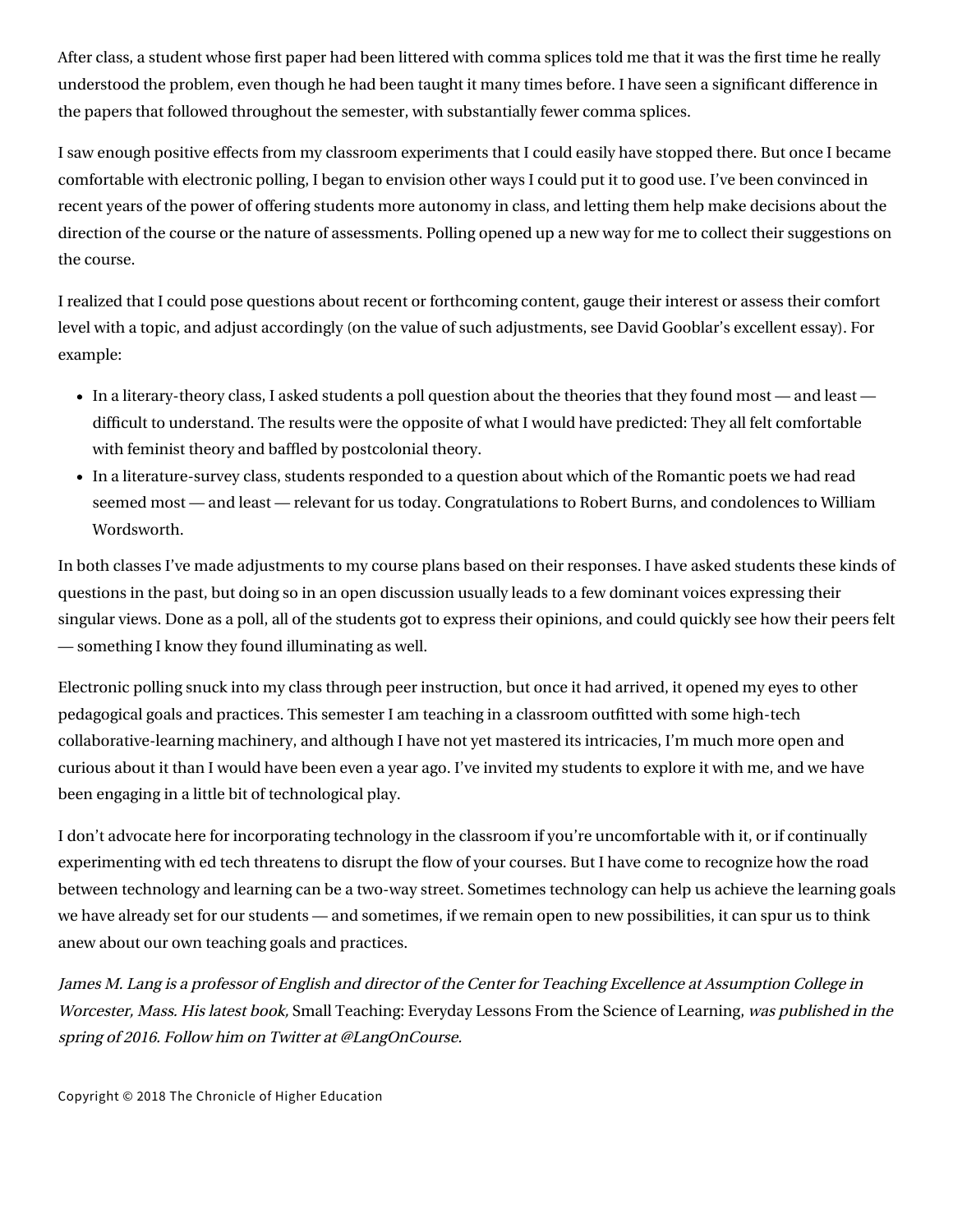After class, a student whose first paper had been littered with comma splices told me that it was the first time he really understood the problem, even though he had been taught it many times before. I have seen a significant difference in the papers that followed throughout the semester, with substantially fewer comma splices.

I saw enough positive effects from my classroom experiments that I could easily have stopped there. But once I became comfortable with electronic polling, I began to envision other ways I could put it to good use. I've been convinced in recent years of the power of offering students more autonomy in class, and letting them help make decisions about the direction of the course or the nature of assessments. Polling opened up a new way for me to collect their suggestions on the course.

I realized that I could pose questions about recent or forthcoming content, gauge their interest or assess their comfort level with a topic, and adjust accordingly (on the value of such adjustments, see David Gooblar's excellent essay). For example:

- In a literary-theory class, I asked students a poll question about the theories that they found most — and least — difficult to understand. The results were the opposite of what I would have predicted: They all felt comfortable with feminist theory and baffled by postcolonial theory.
- In a literature-survey class, students responded to a question about which of the Romantic poets we had read seemed most — and least — relevant for us today. Congratulations to Robert Burns, and condolences to William Wordsworth.

In both classes I've made adjustments to my course plans based on their responses. I have asked students these kinds of questions in the past, but doing so in an open discussion usually leads to a few dominant voices expressing their singular views. Done as a poll, all of the students got to express their opinions, and could quickly see how their peers felt — something I know they found illuminating as well.

Electronic polling snuck into my class through peer instruction, but once it had arrived, it opened my eyes to other pedagogical goals and practices. This semester I am teaching in a classroom outfitted with some high-tech collaborative-learning machinery, and although I have not yet mastered its intricacies, I'm much more open and curious about it than I would have been even a year ago. I've invited my students to explore it with me, and we have been engaging in a little bit of technological play.

I don't advocate here for incorporating technology in the classroom if you're uncomfortable with it, or if continually experimenting with ed tech threatens to disrupt the flow of your courses. But I have come to recognize how the road between technology and learning can be a two-way street. Sometimes technology can help us achieve the learning goals we have already set for our students — and sometimes, if we remain open to new possibilities, it can spur us to think anew about our own teaching goals and practices.

*James M. Lang is a professor of English and director of the Center for Teaching Excellence at Assumption College in Worcester, Mass. His latest book,* Small Teaching: Everyday Lessons From the Science of Learning, *was published in the spring of 2016. Follow him on Twitter at @LangOnCourse.*

Copyright © 2018 The Chronicle of Higher Education